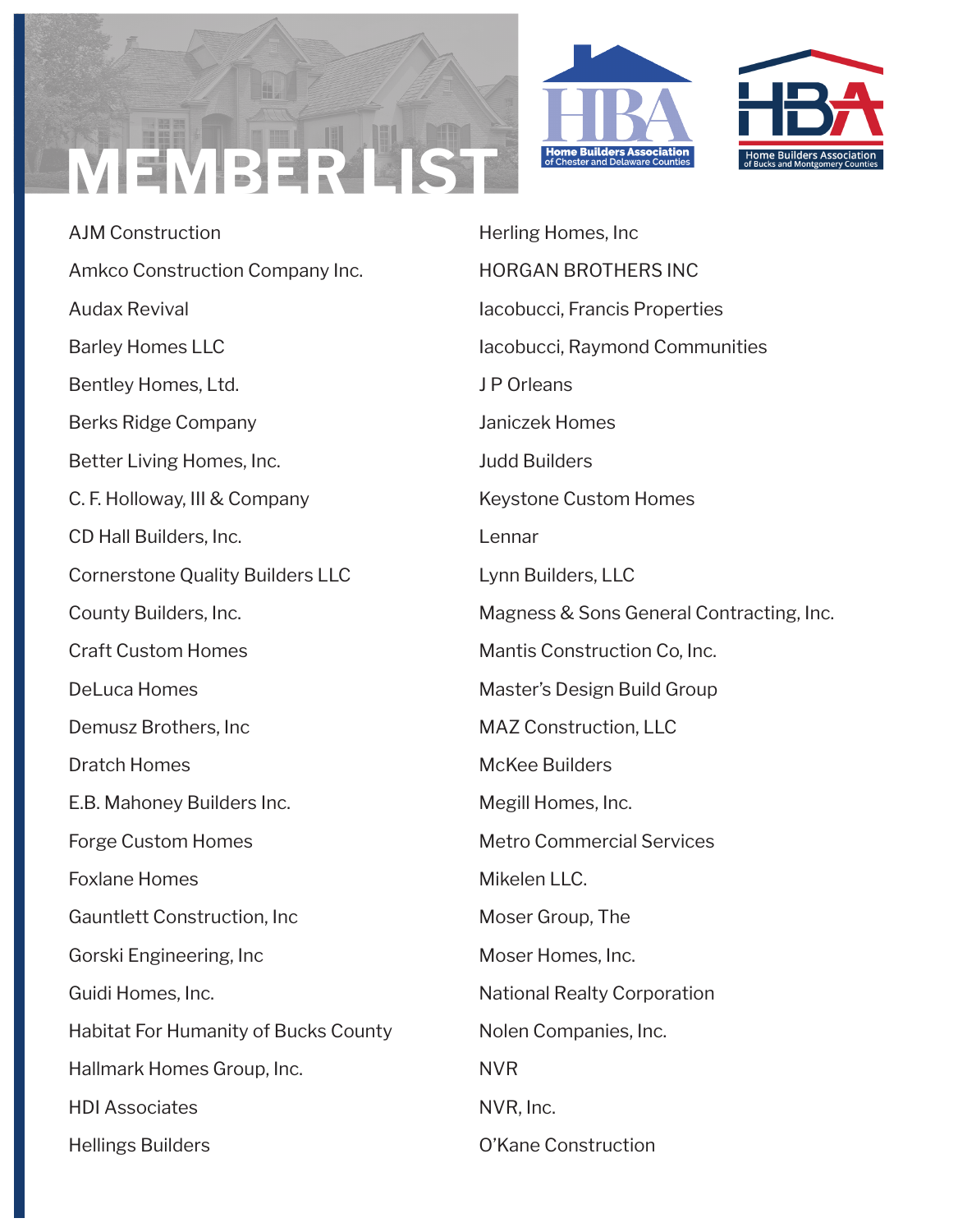# MEMBER LIST

Home Builders Association of Chester and Delaware Counties

Home Builders Association of Bucks and Montgomery Counties

- AJM Construction
- Amkco Construction Company Inc.
- Audax Revival
- Barley Homes LLC
- Bentley Homes, Ltd.
- Berks Ridge Company
- Better Living Homes, Inc.
- C. F. Holloway, III & Company
- CD Hall Builders, Inc.
- Cornerstone Quality Builders LLC
- County Builders, Inc.
- Craft Custom Homes
- DeLuca Homes
- Demusz Brothers, Inc
- Dratch Homes
- E.B. Mahoney Builders Inc.
- Forge Custom Homes
- Foxlane Homes
- Gauntlett Construction, Inc
- Gorski Engineering, Inc
- Guidi Homes, Inc.
- Habitat For Humanity of Bucks County
- Hallmark Homes Group, Inc.
- HDI Associates
- Hellings Builders
- Herling Homes, Inc
- HORGAN BROTHERS INC
- Iacobucci, Francis Properties
- Iacobucci, Raymond Communities
- J P Orleans
- Janiczek Homes
- Judd Builders
- Keystone Custom Homes
- Lennar
- Lynn Builders, LLC
- Magness & Sons General Contracting, Inc.
- Mantis Construction Co, Inc.
- Master's Design Build Group
- MAZ Construction, LLC
- McKee Builders
- Megill Homes, Inc.
- Metro Commercial Services
- Mikelen LLC.
- Moser Group, The
- Moser Homes, Inc.
- National Realty Corporation
- Nolen Companies, Inc.
- NVR
- NVR, Inc.
- O'Kane Construction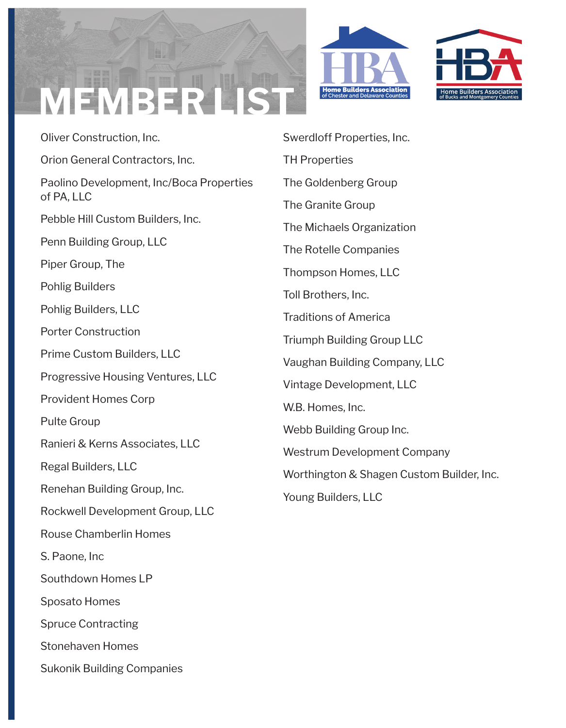# MEMBER LIST

Home Builders Association of Chester and Delaware Counties

Home Builders Association of Bucks and Montgomery Counties

Oliver Construction, Inc.

Orion General Contractors, Inc.

Paolino Development, Inc/Boca Properties of PA, LLC

Pebble Hill Custom Builders, Inc.

Penn Building Group, LLC

Piper Group, The

Pohlig Builders

Pohlig Builders, LLC

Porter Construction

Prime Custom Builders, LLC

Progressive Housing Ventures, LLC

Provident Homes Corp

Pulte Group

Ranieri & Kerns Associates, LLC

Regal Builders, LLC

Renehan Building Group, Inc.

Rockwell Development Group, LLC

Rouse Chamberlin Homes

S. Paone, Inc

Southdown Homes LP

Sposato Homes

Spruce Contracting

Stonehaven Homes

Sukonik Building Companies

Swerdloff Properties, Inc.

TH Properties

The Goldenberg Group

The Granite Group

The Michaels Organization

The Rotelle Companies

Thompson Homes, LLC

Toll Brothers, Inc.

Traditions of America

Triumph Building Group LLC

Vaughan Building Company, LLC

Vintage Development, LLC

W.B. Homes, Inc.

Webb Building Group Inc.

Westrum Development Company

Worthington & Shagen Custom Builder, Inc.

Young Builders, LLC